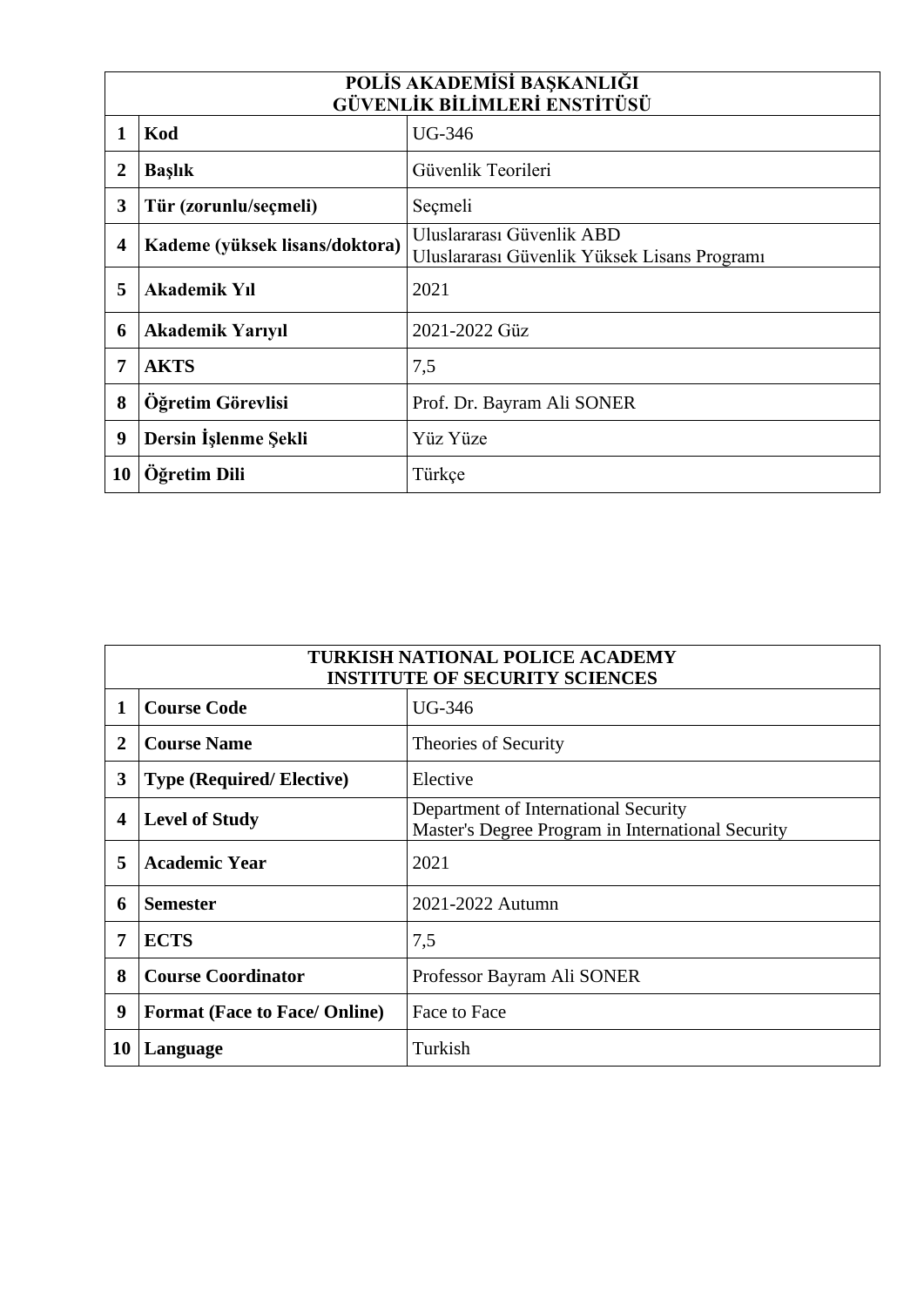| POLİS AKADEMİSİ BAŞKANLIĞI<br>GÜVENLİK BİLİMLERİ ENSTİTÜSÜ | | |
|---|---|---|
| **1** | **Kod** | UG-346 |
| **2** | **Başlık** | Güvenlik Teorileri |
| **3** | **Tür (zorunlu/seçmeli)** | Seçmeli |
| **4** | **Kademe (yüksek lisans/doktora)** | Uluslararası Güvenlik ABD<br>Uluslararası Güvenlik Yüksek Lisans Programı |
| **5** | **Akademik Yıl** | 2021 |
| **6** | **Akademik Yarıyıl** | 2021-2022 Güz |
| **7** | **AKTS** | 7,5 |
| **8** | **Öğretim Görevlisi** | Prof. Dr. Bayram Ali SONER |
| **9** | **Dersin İşlenme Şekli** | Yüz Yüze |
| **10** | **Öğretim Dili** | Türkçe |

| TURKISH NATIONAL POLICE ACADEMY<br>INSTITUTE OF SECURITY SCIENCES | | |
|---|---|---|
| **1** | **Course Code** | UG-346 |
| **2** | **Course Name** | Theories of Security |
| **3** | **Type (Required/ Elective)** | Elective |
| **4** | **Level of Study** | Department of International Security<br>Master's Degree Program in International Security |
| **5** | **Academic Year** | 2021 |
| **6** | **Semester** | 2021-2022 Autumn |
| **7** | **ECTS** | 7,5 |
| **8** | **Course Coordinator** | Professor Bayram Ali SONER |
| **9** | **Format (Face to Face/ Online)** | Face to Face |
| **10** | **Language** | Turkish |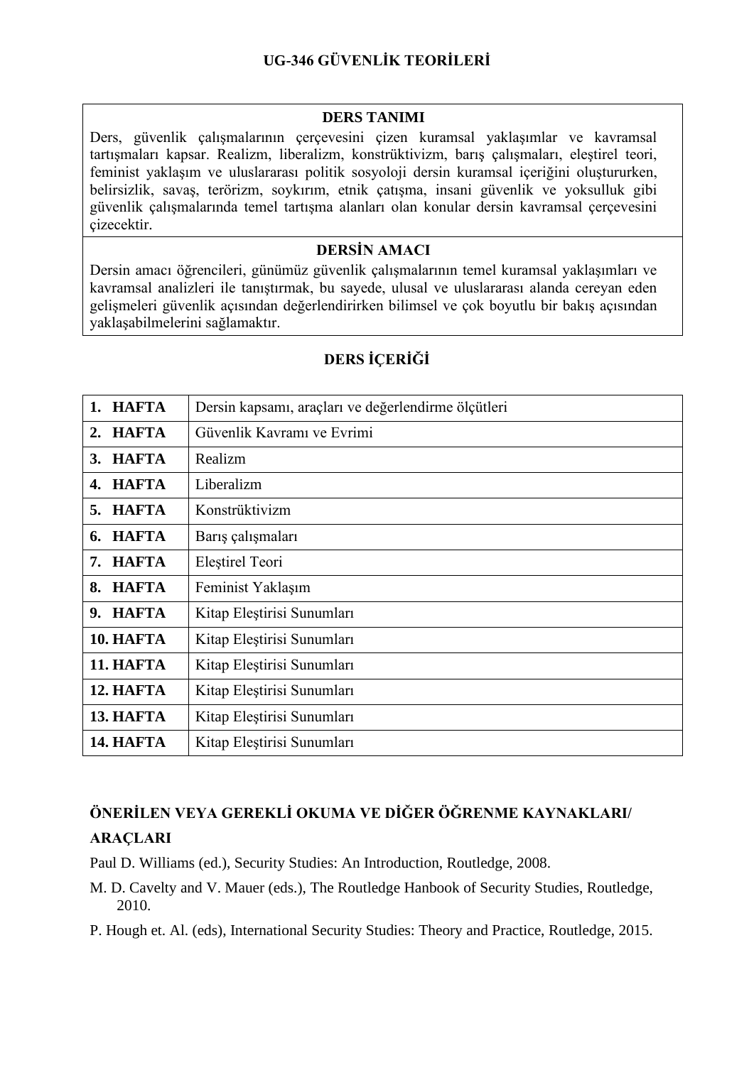# UG-346 GÜVENLİK TEORİLERİ

## DERS TANIMI

Ders, güvenlik çalışmalarının çerçevesini çizen kuramsal yaklaşımlar ve kavramsal tartışmaları kapsar. Realizm, liberalizm, konstrüktivizm, barış çalışmaları, eleştirel teori, feminist yaklaşım ve uluslararası politik sosyoloji dersin kuramsal içeriğini oluştururken, belirsizlik, savaş, terörizm, soykırım, etnik çatışma, insani güvenlik ve yoksulluk gibi güvenlik çalışmalarında temel tartışma alanları olan konular dersin kavramsal çerçevesini çizecektir.

## DERSİN AMACI

Dersin amacı öğrencileri, günümüz güvenlik çalışmalarının temel kuramsal yaklaşımları ve kavramsal analizleri ile tanıştırmak, bu sayede, ulusal ve uluslararası alanda cereyan eden gelişmeleri güvenlik açısından değerlendirirken bilimsel ve çok boyutlu bir bakış açısından yaklaşabilmelerini sağlamaktır.

## DERS İÇERİĞİ

| | |
|---|---|
| **1. HAFTA** | Dersin kapsamı, araçları ve değerlendirme ölçütleri |
| **2. HAFTA** | Güvenlik Kavramı ve Evrimi |
| **3. HAFTA** | Realizm |
| **4. HAFTA** | Liberalizm |
| **5. HAFTA** | Konstrüktivizm |
| **6. HAFTA** | Barış çalışmaları |
| **7. HAFTA** | Eleştirel Teori |
| **8. HAFTA** | Feminist Yaklaşım |
| **9. HAFTA** | Kitap Eleştirisi Sunumları |
| **10. HAFTA** | Kitap Eleştirisi Sunumları |
| **11. HAFTA** | Kitap Eleştirisi Sunumları |
| **12. HAFTA** | Kitap Eleştirisi Sunumları |
| **13. HAFTA** | Kitap Eleştirisi Sunumları |
| **14. HAFTA** | Kitap Eleştirisi Sunumları |

## ÖNERİLEN VEYA GEREKLİ OKUMA VE DİĞER ÖĞRENME KAYNAKLARI/ ARAÇLARI

Paul D. Williams (ed.), Security Studies: An Introduction, Routledge, 2008.

M. D. Cavelty and V. Mauer (eds.), The Routledge Hanbook of Security Studies, Routledge, 2010.

P. Hough et. Al. (eds), International Security Studies: Theory and Practice, Routledge, 2015.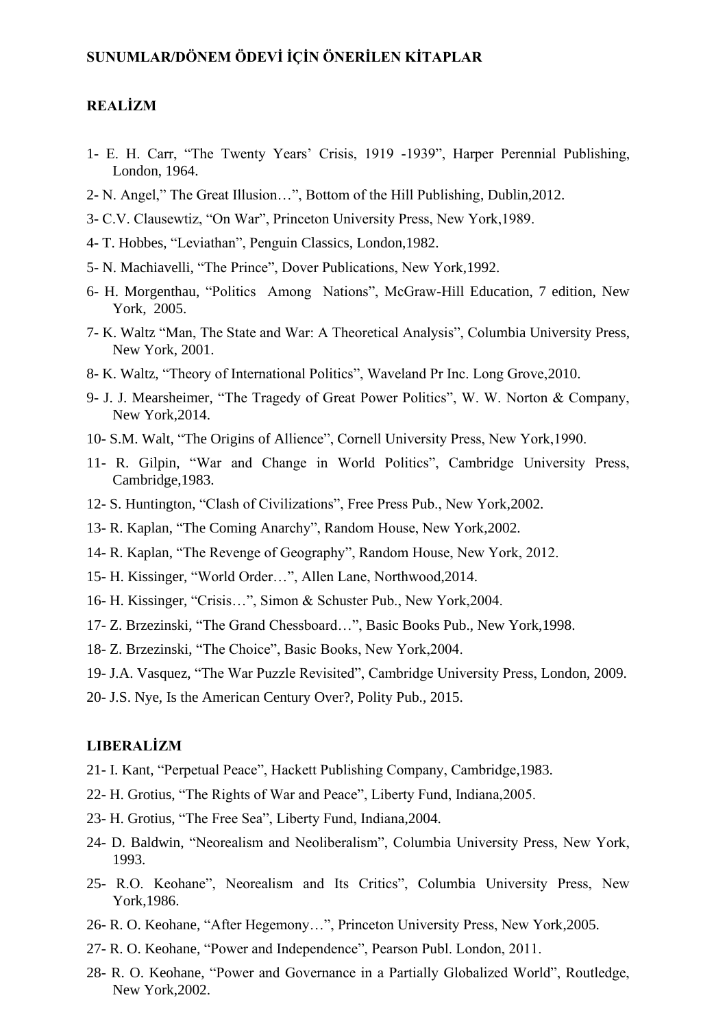**SUNUMLAR/DÖNEM ÖDEVİ İÇİN ÖNERİLEN KİTAPLAR**

**REALİZM**

1- E. H. Carr, “The Twenty Years’ Crisis, 1919 -1939”, Harper Perennial Publishing, London, 1964.
2- N. Angel,” The Great Illusion…”, Bottom of the Hill Publishing, Dublin,2012.
3- C.V. Clausewtiz, “On War”, Princeton University Press, New York,1989.
4- T. Hobbes, “Leviathan”, Penguin Classics, London,1982.
5- N. Machiavelli, “The Prince”, Dover Publications, New York,1992.
6- H. Morgenthau, “Politics Among Nations”, McGraw-Hill Education, 7 edition, New York, 2005.
7- K. Waltz “Man, The State and War: A Theoretical Analysis”, Columbia University Press, New York, 2001.
8- K. Waltz, “Theory of International Politics”, Waveland Pr Inc. Long Grove,2010.
9- J. J. Mearsheimer, “The Tragedy of Great Power Politics”, W. W. Norton & Company, New York,2014.
10- S.M. Walt, “The Origins of Allience”, Cornell University Press, New York,1990.
11- R. Gilpin, “War and Change in World Politics”, Cambridge University Press, Cambridge,1983.
12- S. Huntington, “Clash of Civilizations”, Free Press Pub., New York,2002.
13- R. Kaplan, “The Coming Anarchy”, Random House, New York,2002.
14- R. Kaplan, “The Revenge of Geography”, Random House, New York, 2012.
15- H. Kissinger, “World Order…”, Allen Lane, Northwood,2014.
16- H. Kissinger, “Crisis…”, Simon & Schuster Pub., New York,2004.
17- Z. Brzezinski, “The Grand Chessboard…”, Basic Books Pub., New York,1998.
18- Z. Brzezinski, “The Choice”, Basic Books, New York,2004.
19- J.A. Vasquez, “The War Puzzle Revisited”, Cambridge University Press, London, 2009.
20- J.S. Nye, Is the American Century Over?, Polity Pub., 2015.

**LIBERALİZM**

21- I. Kant, “Perpetual Peace”, Hackett Publishing Company, Cambridge,1983.
22- H. Grotius, “The Rights of War and Peace”, Liberty Fund, Indiana,2005.
23- H. Grotius, “The Free Sea”, Liberty Fund, Indiana,2004.
24- D. Baldwin, “Neorealism and Neoliberalism”, Columbia University Press, New York, 1993.
25- R.O. Keohane”, Neorealism and Its Critics”, Columbia University Press, New York,1986.
26- R. O. Keohane, “After Hegemony…”, Princeton University Press, New York,2005.
27- R. O. Keohane, “Power and Independence”, Pearson Publ. London, 2011.
28- R. O. Keohane, “Power and Governance in a Partially Globalized World”, Routledge, New York,2002.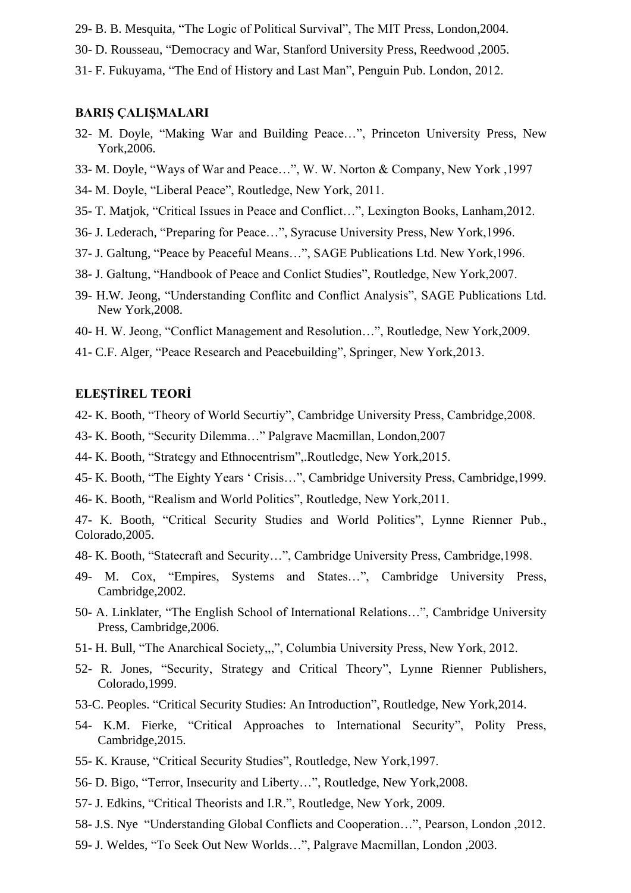29- B. B. Mesquita, “The Logic of Political Survival”, The MIT Press, London,2004.

30- D. Rousseau, “Democracy and War, Stanford University Press, Reedwood ,2005.

31- F. Fukuyama, “The End of History and Last Man”, Penguin Pub. London, 2012.

## BARIŞ ÇALIŞMALARI

32- M. Doyle, “Making War and Building Peace…”, Princeton University Press, New York,2006.

33- M. Doyle, “Ways of War and Peace…”, W. W. Norton & Company, New York ,1997

34- M. Doyle, “Liberal Peace”, Routledge, New York, 2011.

35- T. Matjok, “Critical Issues in Peace and Conflict…”, Lexington Books, Lanham,2012.

36- J. Lederach, “Preparing for Peace…”, Syracuse University Press, New York,1996.

37- J. Galtung, “Peace by Peaceful Means…”, SAGE Publications Ltd. New York,1996.

38- J. Galtung, “Handbook of Peace and Conlict Studies”, Routledge, New York,2007.

39- H.W. Jeong, “Understanding Conflitc and Conflict Analysis”, SAGE Publications Ltd. New York,2008.

40- H. W. Jeong, “Conflict Management and Resolution…”, Routledge, New York,2009.

41- C.F. Alger, “Peace Research and Peacebuilding”, Springer, New York,2013.

## ELEŞTİREL TEORİ

42- K. Booth, “Theory of World Securtiy”, Cambridge University Press, Cambridge,2008.

43- K. Booth, “Security Dilemma…” Palgrave Macmillan, London,2007

44- K. Booth, “Strategy and Ethnocentrism”,.Routledge, New York,2015.

45- K. Booth, “The Eighty Years ‘ Crisis…”, Cambridge University Press, Cambridge,1999.

46- K. Booth, “Realism and World Politics”, Routledge, New York,2011.

47- K. Booth, “Critical Security Studies and World Politics”, Lynne Rienner Pub., Colorado,2005.

48- K. Booth, “Statecraft and Security…”, Cambridge University Press, Cambridge,1998.

49- M. Cox, “Empires, Systems and States…”, Cambridge University Press, Cambridge,2002.

50- A. Linklater, “The English School of International Relations…”, Cambridge University Press, Cambridge,2006.

51- H. Bull, “The Anarchical Society,,,”, Columbia University Press, New York, 2012.

52- R. Jones, “Security, Strategy and Critical Theory”, Lynne Rienner Publishers, Colorado,1999.

53-C. Peoples. “Critical Security Studies: An Introduction”, Routledge, New York,2014.

54- K.M. Fierke, “Critical Approaches to International Security”, Polity Press, Cambridge,2015.

55- K. Krause, “Critical Security Studies”, Routledge, New York,1997.

56- D. Bigo, “Terror, Insecurity and Liberty…”, Routledge, New York,2008.

57- J. Edkins, “Critical Theorists and I.R.”, Routledge, New York, 2009.

58- J.S. Nye “Understanding Global Conflicts and Cooperation…”, Pearson, London ,2012.

59- J. Weldes, “To Seek Out New Worlds…”, Palgrave Macmillan, London ,2003.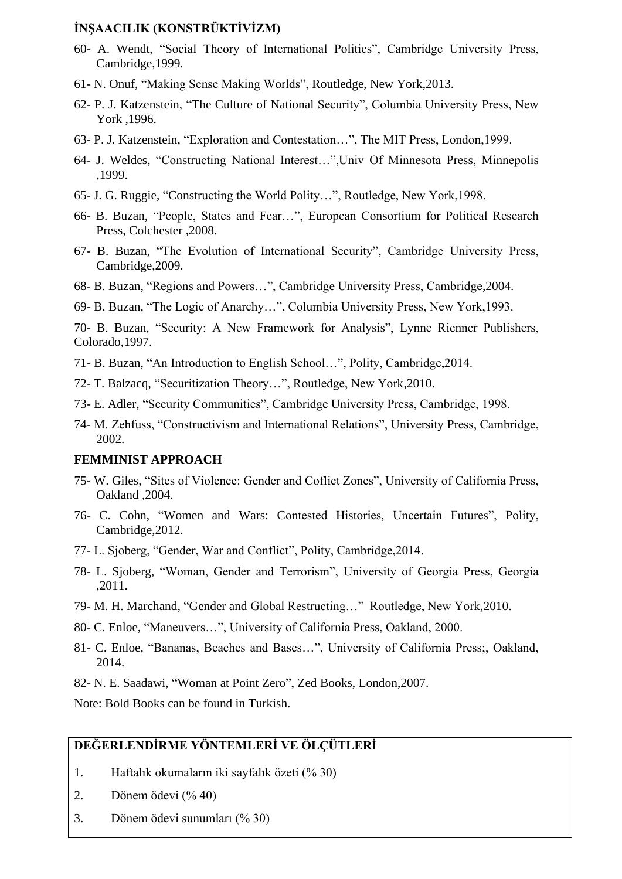**İNŞAACILIK (KONSTRÜKTİVİZM)**

60- A. Wendt, “Social Theory of International Politics”, Cambridge University Press, Cambridge,1999.

61- N. Onuf, “Making Sense Making Worlds”, Routledge, New York,2013.

62- P. J. Katzenstein, “The Culture of National Security”, Columbia University Press, New York ,1996.

63- P. J. Katzenstein, “Exploration and Contestation…”, The MIT Press, London,1999.

64- J. Weldes, “Constructing National Interest…”,Univ Of Minnesota Press, Minnepolis ,1999.

65- J. G. Ruggie, “Constructing the World Polity…”, Routledge, New York,1998.

66- B. Buzan, “People, States and Fear…”, European Consortium for Political Research Press, Colchester ,2008.

67- B. Buzan, “The Evolution of International Security”, Cambridge University Press, Cambridge,2009.

68- B. Buzan, “Regions and Powers…”, Cambridge University Press, Cambridge,2004.

69- B. Buzan, “The Logic of Anarchy…”, Columbia University Press, New York,1993.

70- B. Buzan, “Security: A New Framework for Analysis”, Lynne Rienner Publishers, Colorado,1997.

71- B. Buzan, “An Introduction to English School…”, Polity, Cambridge,2014.

72- T. Balzacq, “Securitization Theory…”, Routledge, New York,2010.

73- E. Adler, “Security Communities”, Cambridge University Press, Cambridge, 1998.

74- M. Zehfuss, “Constructivism and International Relations”, University Press, Cambridge, 2002.

**FEMMINIST APPROACH**

75- W. Giles, “Sites of Violence: Gender and Coflict Zones”, University of California Press, Oakland ,2004.

76- C. Cohn, “Women and Wars: Contested Histories, Uncertain Futures”, Polity, Cambridge,2012.

77- L. Sjoberg, “Gender, War and Conflict”, Polity, Cambridge,2014.

78- L. Sjoberg, “Woman, Gender and Terrorism”, University of Georgia Press, Georgia ,2011.

79- M. H. Marchand, “Gender and Global Restructing…” Routledge, New York,2010.

80- C. Enloe, “Maneuvers…”, University of California Press, Oakland, 2000.

81- C. Enloe, “Bananas, Beaches and Bases…”, University of California Press;, Oakland, 2014.

82- N. E. Saadawi, “Woman at Point Zero”, Zed Books, London,2007.

Note: Bold Books can be found in Turkish.

**DEĞERLENDİRME YÖNTEMLERİ VE ÖLÇÜTLERİ**

1. Haftalık okumaların iki sayfalık özeti (% 30)
2. Dönem ödevi (% 40)
3. Dönem ödevi sunumları (% 30)